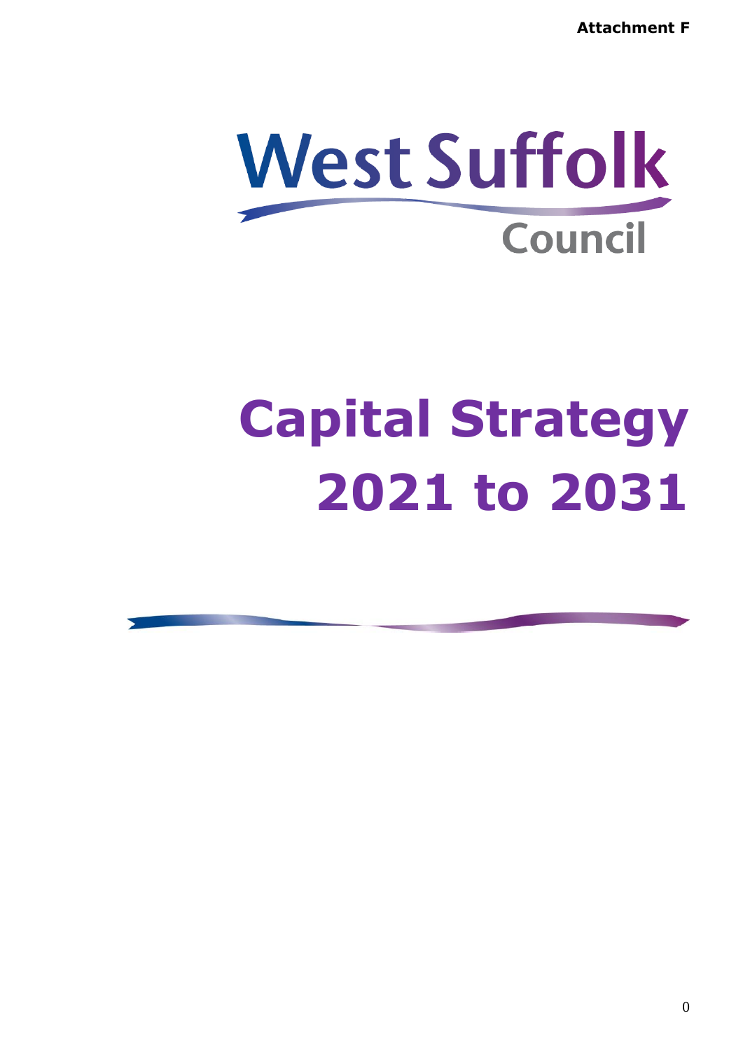**Attachment F**

West Suffolk Council

# Capital Strategy 2021 to 2031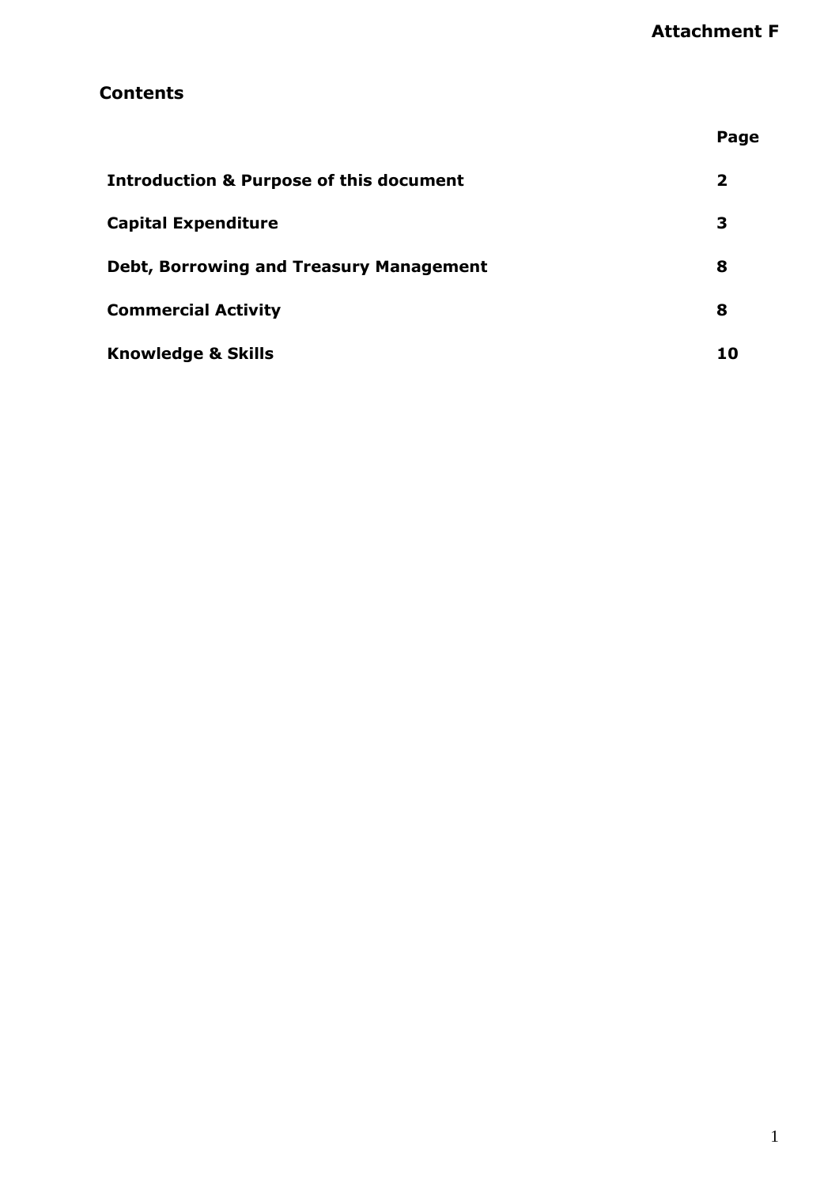**Attachment F**

## Contents

| | Page |
|---|---|
| **Introduction & Purpose of this document** | **2** |
| **Capital Expenditure** | **3** |
| **Debt, Borrowing and Treasury Management** | **8** |
| **Commercial Activity** | **8** |
| **Knowledge & Skills** | **10** |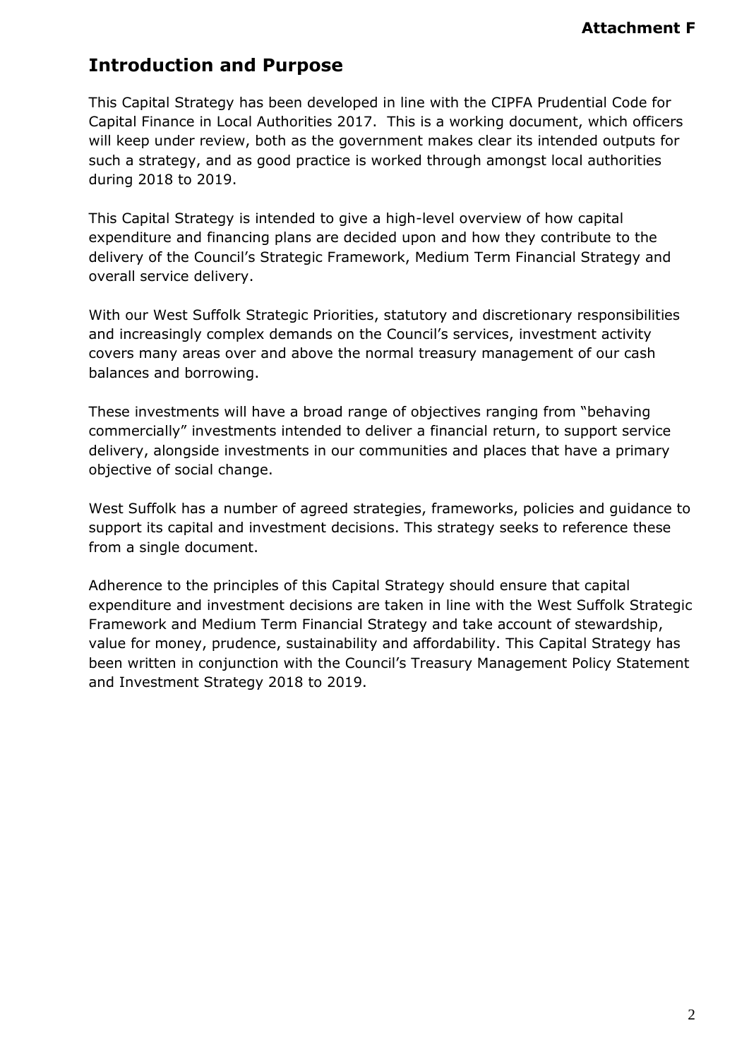**Attachment F**

## Introduction and Purpose

This Capital Strategy has been developed in line with the CIPFA Prudential Code for Capital Finance in Local Authorities 2017. This is a working document, which officers will keep under review, both as the government makes clear its intended outputs for such a strategy, and as good practice is worked through amongst local authorities during 2018 to 2019.

This Capital Strategy is intended to give a high-level overview of how capital expenditure and financing plans are decided upon and how they contribute to the delivery of the Council's Strategic Framework, Medium Term Financial Strategy and overall service delivery.

With our West Suffolk Strategic Priorities, statutory and discretionary responsibilities and increasingly complex demands on the Council's services, investment activity covers many areas over and above the normal treasury management of our cash balances and borrowing.

These investments will have a broad range of objectives ranging from "behaving commercially" investments intended to deliver a financial return, to support service delivery, alongside investments in our communities and places that have a primary objective of social change.

West Suffolk has a number of agreed strategies, frameworks, policies and guidance to support its capital and investment decisions. This strategy seeks to reference these from a single document.

Adherence to the principles of this Capital Strategy should ensure that capital expenditure and investment decisions are taken in line with the West Suffolk Strategic Framework and Medium Term Financial Strategy and take account of stewardship, value for money, prudence, sustainability and affordability. This Capital Strategy has been written in conjunction with the Council's Treasury Management Policy Statement and Investment Strategy 2018 to 2019.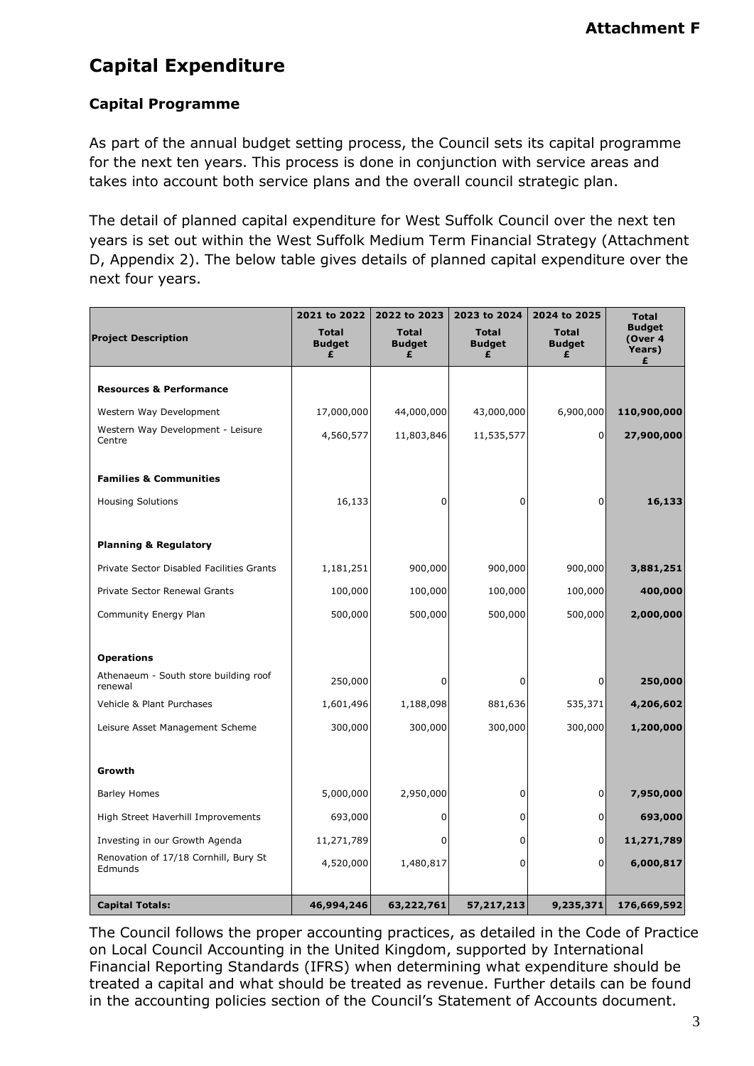**Attachment F**

# Capital Expenditure

## Capital Programme

As part of the annual budget setting process, the Council sets its capital programme for the next ten years. This process is done in conjunction with service areas and takes into account both service plans and the overall council strategic plan.

The detail of planned capital expenditure for West Suffolk Council over the next ten years is set out within the West Suffolk Medium Term Financial Strategy (Attachment D, Appendix 2). The below table gives details of planned capital expenditure over the next four years.

| Project Description | 2021 to 2022 Total Budget £ | 2022 to 2023 Total Budget £ | 2023 to 2024 Total Budget £ | 2024 to 2025 Total Budget £ | Total Budget (Over 4 Years) £ |
|---|---|---|---|---|---|
| **Resources & Performance** | | | | | |
| Western Way Development | 17,000,000 | 44,000,000 | 43,000,000 | 6,900,000 | **110,900,000** |
| Western Way Development - Leisure Centre | 4,560,577 | 11,803,846 | 11,535,577 | 0 | **27,900,000** |
| **Families & Communities** | | | | | |
| Housing Solutions | 16,133 | 0 | 0 | 0 | **16,133** |
| **Planning & Regulatory** | | | | | |
| Private Sector Disabled Facilities Grants | 1,181,251 | 900,000 | 900,000 | 900,000 | **3,881,251** |
| Private Sector Renewal Grants | 100,000 | 100,000 | 100,000 | 100,000 | **400,000** |
| Community Energy Plan | 500,000 | 500,000 | 500,000 | 500,000 | **2,000,000** |
| **Operations** | | | | | |
| Athenaeum - South store building roof renewal | 250,000 | 0 | 0 | 0 | **250,000** |
| Vehicle & Plant Purchases | 1,601,496 | 1,188,098 | 881,636 | 535,371 | **4,206,602** |
| Leisure Asset Management Scheme | 300,000 | 300,000 | 300,000 | 300,000 | **1,200,000** |
| **Growth** | | | | | |
| Barley Homes | 5,000,000 | 2,950,000 | 0 | 0 | **7,950,000** |
| High Street Haverhill Improvements | 693,000 | 0 | 0 | 0 | **693,000** |
| Investing in our Growth Agenda | 11,271,789 | 0 | 0 | 0 | **11,271,789** |
| Renovation of 17/18 Cornhill, Bury St Edmunds | 4,520,000 | 1,480,817 | 0 | 0 | **6,000,817** |
| **Capital Totals:** | **46,994,246** | **63,222,761** | **57,217,213** | **9,235,371** | **176,669,592** |

The Council follows the proper accounting practices, as detailed in the Code of Practice on Local Council Accounting in the United Kingdom, supported by International Financial Reporting Standards (IFRS) when determining what expenditure should be treated a capital and what should be treated as revenue. Further details can be found in the accounting policies section of the Council's Statement of Accounts document.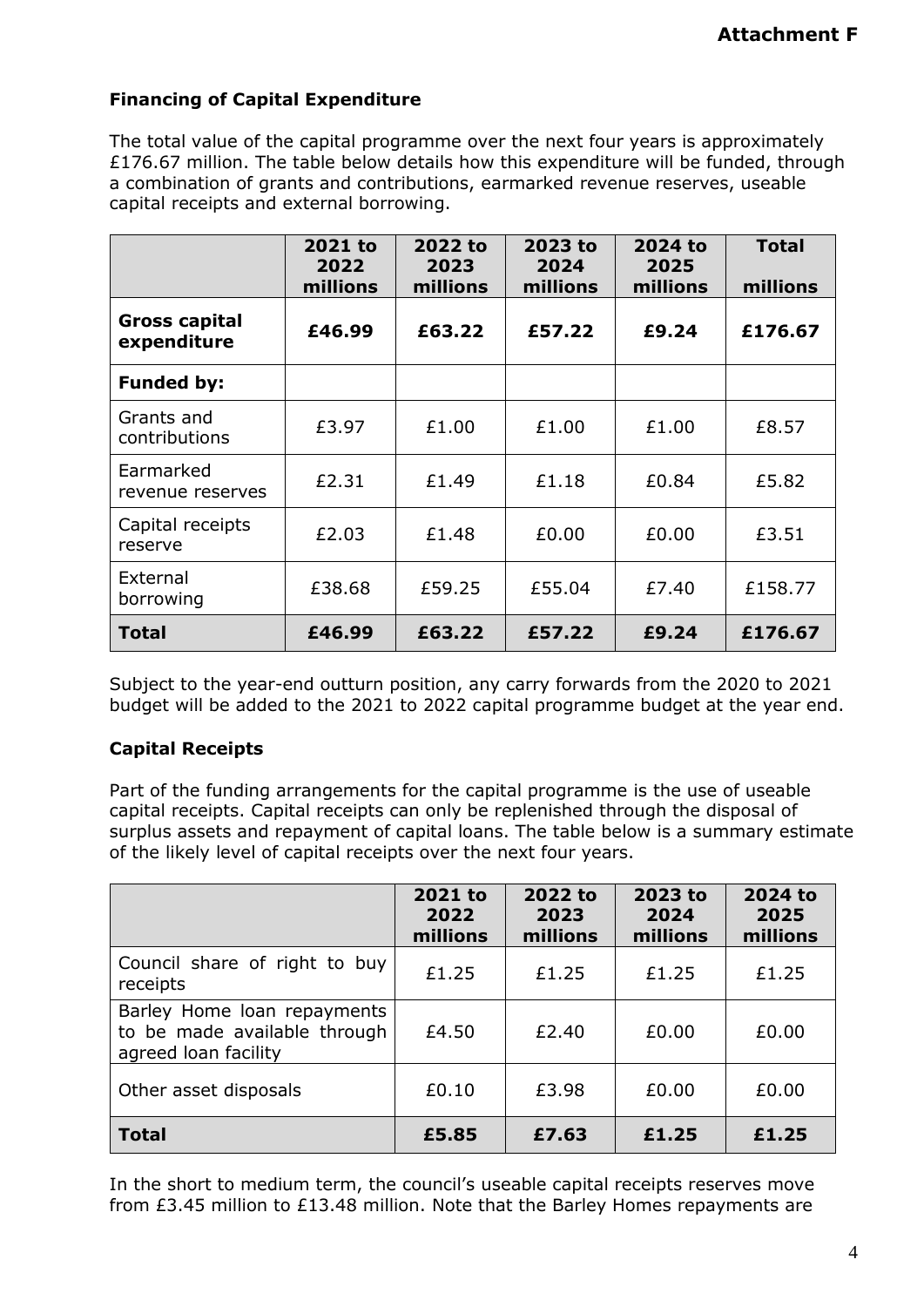**Attachment F**

### Financing of Capital Expenditure

The total value of the capital programme over the next four years is approximately £176.67 million. The table below details how this expenditure will be funded, through a combination of grants and contributions, earmarked revenue reserves, useable capital receipts and external borrowing.

| | 2021 to 2022 millions | 2022 to 2023 millions | 2023 to 2024 millions | 2024 to 2025 millions | Total millions |
|---|---|---|---|---|---|
| **Gross capital expenditure** | **£46.99** | **£63.22** | **£57.22** | **£9.24** | **£176.67** |
| **Funded by:** | | | | | |
| Grants and contributions | £3.97 | £1.00 | £1.00 | £1.00 | £8.57 |
| Earmarked revenue reserves | £2.31 | £1.49 | £1.18 | £0.84 | £5.82 |
| Capital receipts reserve | £2.03 | £1.48 | £0.00 | £0.00 | £3.51 |
| External borrowing | £38.68 | £59.25 | £55.04 | £7.40 | £158.77 |
| **Total** | **£46.99** | **£63.22** | **£57.22** | **£9.24** | **£176.67** |

Subject to the year-end outturn position, any carry forwards from the 2020 to 2021 budget will be added to the 2021 to 2022 capital programme budget at the year end.

### Capital Receipts

Part of the funding arrangements for the capital programme is the use of useable capital receipts. Capital receipts can only be replenished through the disposal of surplus assets and repayment of capital loans. The table below is a summary estimate of the likely level of capital receipts over the next four years.

| | 2021 to 2022 millions | 2022 to 2023 millions | 2023 to 2024 millions | 2024 to 2025 millions |
|---|---|---|---|---|
| Council share of right to buy receipts | £1.25 | £1.25 | £1.25 | £1.25 |
| Barley Home loan repayments to be made available through agreed loan facility | £4.50 | £2.40 | £0.00 | £0.00 |
| Other asset disposals | £0.10 | £3.98 | £0.00 | £0.00 |
| **Total** | **£5.85** | **£7.63** | **£1.25** | **£1.25** |

In the short to medium term, the council's useable capital receipts reserves move from £3.45 million to £13.48 million. Note that the Barley Homes repayments are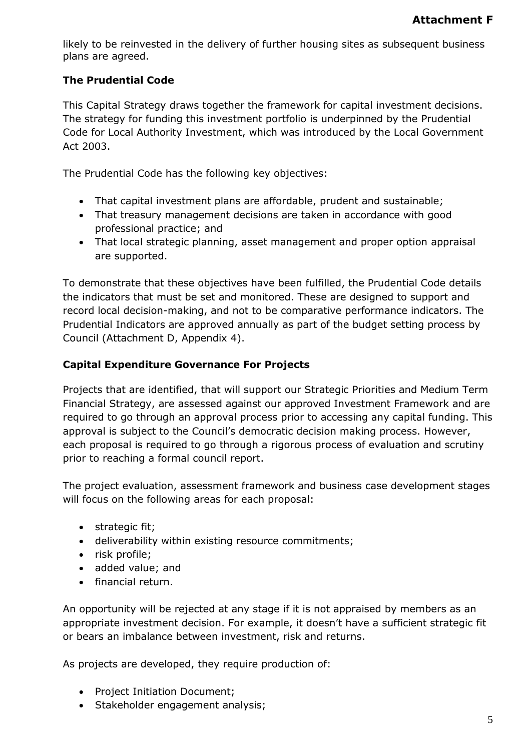likely to be reinvested in the delivery of further housing sites as subsequent business plans are agreed.

### The Prudential Code

This Capital Strategy draws together the framework for capital investment decisions. The strategy for funding this investment portfolio is underpinned by the Prudential Code for Local Authority Investment, which was introduced by the Local Government Act 2003.

The Prudential Code has the following key objectives:

- That capital investment plans are affordable, prudent and sustainable;
- That treasury management decisions are taken in accordance with good professional practice; and
- That local strategic planning, asset management and proper option appraisal are supported.

To demonstrate that these objectives have been fulfilled, the Prudential Code details the indicators that must be set and monitored. These are designed to support and record local decision-making, and not to be comparative performance indicators. The Prudential Indicators are approved annually as part of the budget setting process by Council (Attachment D, Appendix 4).

### Capital Expenditure Governance For Projects

Projects that are identified, that will support our Strategic Priorities and Medium Term Financial Strategy, are assessed against our approved Investment Framework and are required to go through an approval process prior to accessing any capital funding. This approval is subject to the Council's democratic decision making process. However, each proposal is required to go through a rigorous process of evaluation and scrutiny prior to reaching a formal council report.

The project evaluation, assessment framework and business case development stages will focus on the following areas for each proposal:

- strategic fit;
- deliverability within existing resource commitments;
- risk profile;
- added value; and
- financial return.

An opportunity will be rejected at any stage if it is not appraised by members as an appropriate investment decision. For example, it doesn't have a sufficient strategic fit or bears an imbalance between investment, risk and returns.

As projects are developed, they require production of:

- Project Initiation Document;
- Stakeholder engagement analysis;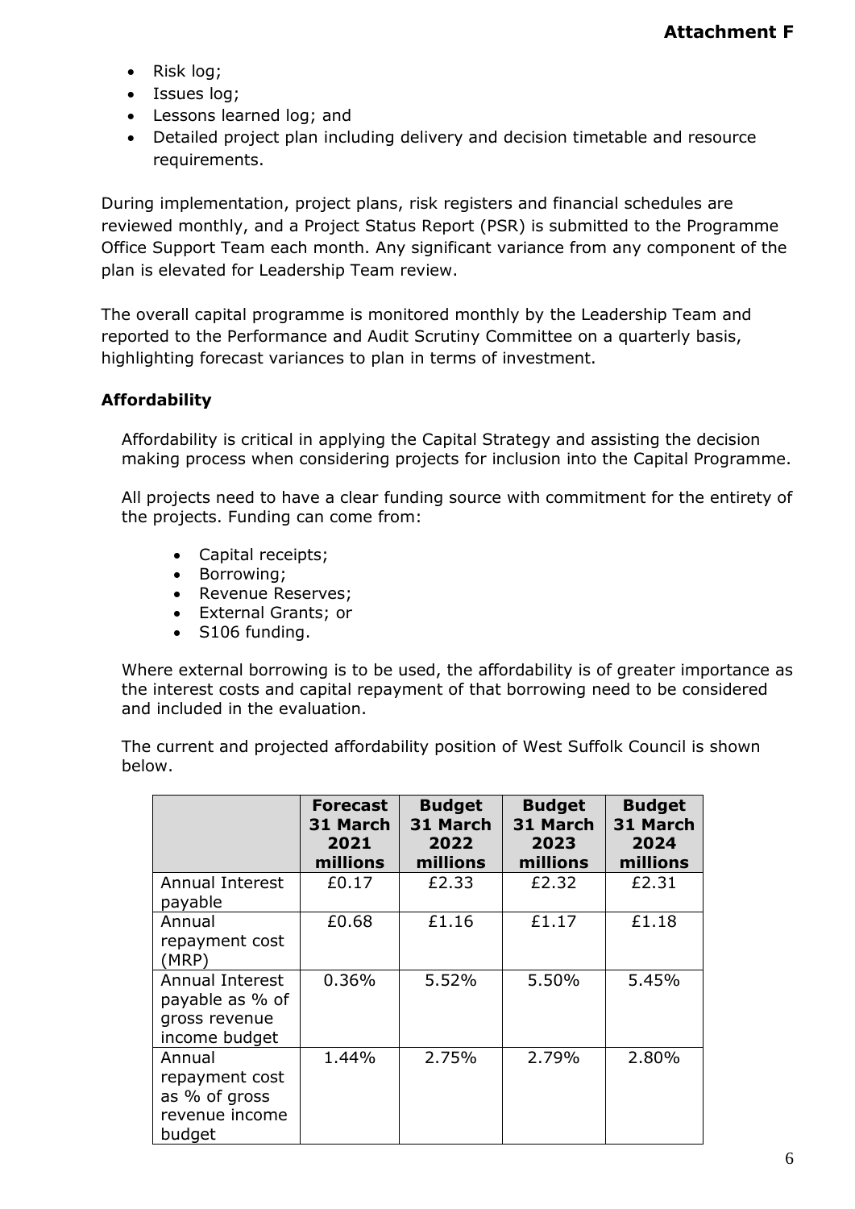- Risk log;
- Issues log;
- Lessons learned log; and
- Detailed project plan including delivery and decision timetable and resource requirements.

During implementation, project plans, risk registers and financial schedules are reviewed monthly, and a Project Status Report (PSR) is submitted to the Programme Office Support Team each month. Any significant variance from any component of the plan is elevated for Leadership Team review.

The overall capital programme is monitored monthly by the Leadership Team and reported to the Performance and Audit Scrutiny Committee on a quarterly basis, highlighting forecast variances to plan in terms of investment.

**Affordability**

Affordability is critical in applying the Capital Strategy and assisting the decision making process when considering projects for inclusion into the Capital Programme.

All projects need to have a clear funding source with commitment for the entirety of the projects. Funding can come from:

- Capital receipts;
- Borrowing;
- Revenue Reserves;
- External Grants; or
- S106 funding.

Where external borrowing is to be used, the affordability is of greater importance as the interest costs and capital repayment of that borrowing need to be considered and included in the evaluation.

The current and projected affordability position of West Suffolk Council is shown below.

| | **Forecast 31 March 2021 millions** | **Budget 31 March 2022 millions** | **Budget 31 March 2023 millions** | **Budget 31 March 2024 millions** |
|---|---|---|---|---|
| Annual Interest payable | £0.17 | £2.33 | £2.32 | £2.31 |
| Annual repayment cost (MRP) | £0.68 | £1.16 | £1.17 | £1.18 |
| Annual Interest payable as % of gross revenue income budget | 0.36% | 5.52% | 5.50% | 5.45% |
| Annual repayment cost as % of gross revenue income budget | 1.44% | 2.75% | 2.79% | 2.80% |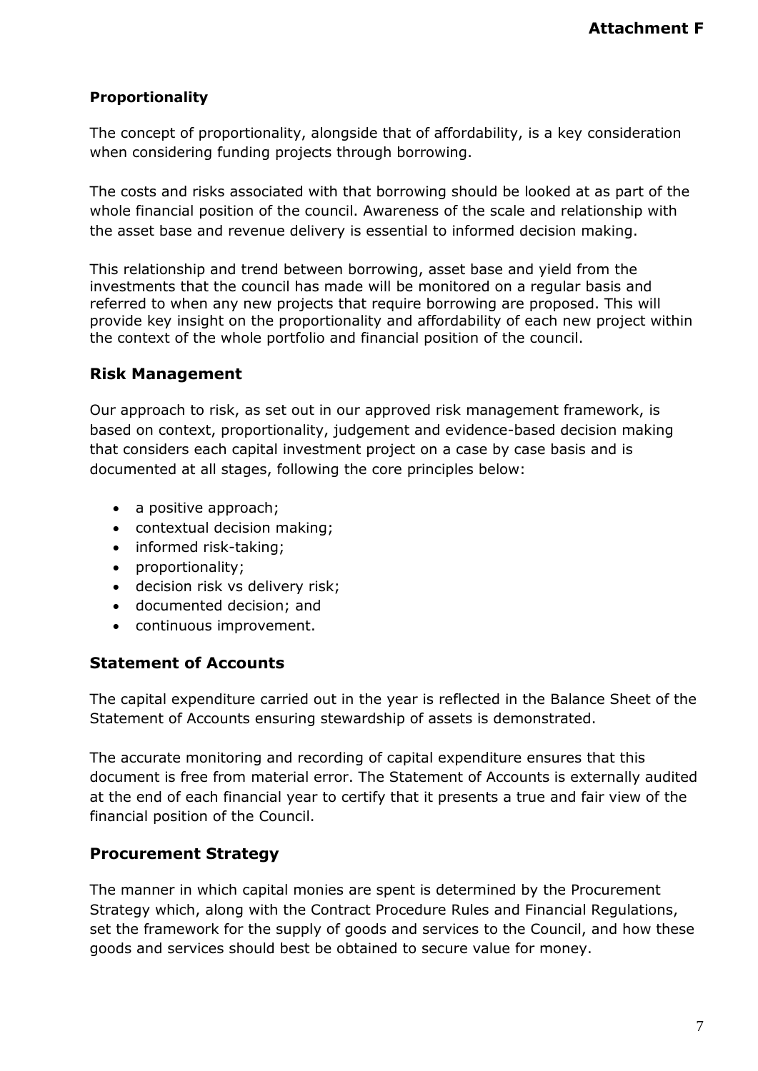### Proportionality

The concept of proportionality, alongside that of affordability, is a key consideration when considering funding projects through borrowing.

The costs and risks associated with that borrowing should be looked at as part of the whole financial position of the council. Awareness of the scale and relationship with the asset base and revenue delivery is essential to informed decision making.

This relationship and trend between borrowing, asset base and yield from the investments that the council has made will be monitored on a regular basis and referred to when any new projects that require borrowing are proposed. This will provide key insight on the proportionality and affordability of each new project within the context of the whole portfolio and financial position of the council.

## Risk Management

Our approach to risk, as set out in our approved risk management framework, is based on context, proportionality, judgement and evidence-based decision making that considers each capital investment project on a case by case basis and is documented at all stages, following the core principles below:

- a positive approach;
- contextual decision making;
- informed risk-taking;
- proportionality;
- decision risk vs delivery risk;
- documented decision; and
- continuous improvement.

## Statement of Accounts

The capital expenditure carried out in the year is reflected in the Balance Sheet of the Statement of Accounts ensuring stewardship of assets is demonstrated.

The accurate monitoring and recording of capital expenditure ensures that this document is free from material error. The Statement of Accounts is externally audited at the end of each financial year to certify that it presents a true and fair view of the financial position of the Council.

## Procurement Strategy

The manner in which capital monies are spent is determined by the Procurement Strategy which, along with the Contract Procedure Rules and Financial Regulations, set the framework for the supply of goods and services to the Council, and how these goods and services should best be obtained to secure value for money.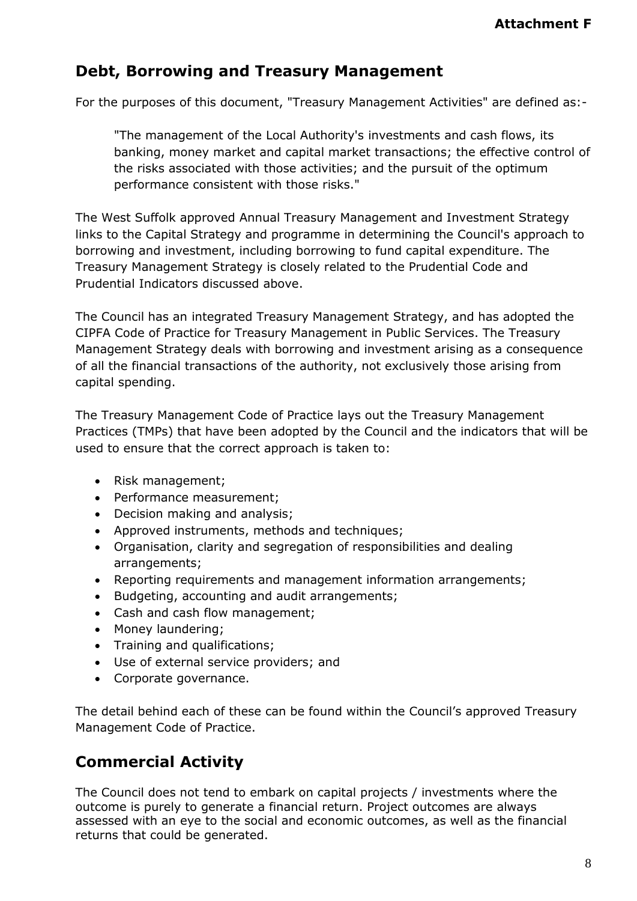## Debt, Borrowing and Treasury Management

For the purposes of this document, "Treasury Management Activities" are defined as:-

> "The management of the Local Authority's investments and cash flows, its banking, money market and capital market transactions; the effective control of the risks associated with those activities; and the pursuit of the optimum performance consistent with those risks."

The West Suffolk approved Annual Treasury Management and Investment Strategy links to the Capital Strategy and programme in determining the Council's approach to borrowing and investment, including borrowing to fund capital expenditure. The Treasury Management Strategy is closely related to the Prudential Code and Prudential Indicators discussed above.

The Council has an integrated Treasury Management Strategy, and has adopted the CIPFA Code of Practice for Treasury Management in Public Services. The Treasury Management Strategy deals with borrowing and investment arising as a consequence of all the financial transactions of the authority, not exclusively those arising from capital spending.

The Treasury Management Code of Practice lays out the Treasury Management Practices (TMPs) that have been adopted by the Council and the indicators that will be used to ensure that the correct approach is taken to:

- Risk management;
- Performance measurement;
- Decision making and analysis;
- Approved instruments, methods and techniques;
- Organisation, clarity and segregation of responsibilities and dealing arrangements;
- Reporting requirements and management information arrangements;
- Budgeting, accounting and audit arrangements;
- Cash and cash flow management;
- Money laundering;
- Training and qualifications;
- Use of external service providers; and
- Corporate governance.

The detail behind each of these can be found within the Council's approved Treasury Management Code of Practice.

## Commercial Activity

The Council does not tend to embark on capital projects / investments where the outcome is purely to generate a financial return. Project outcomes are always assessed with an eye to the social and economic outcomes, as well as the financial returns that could be generated.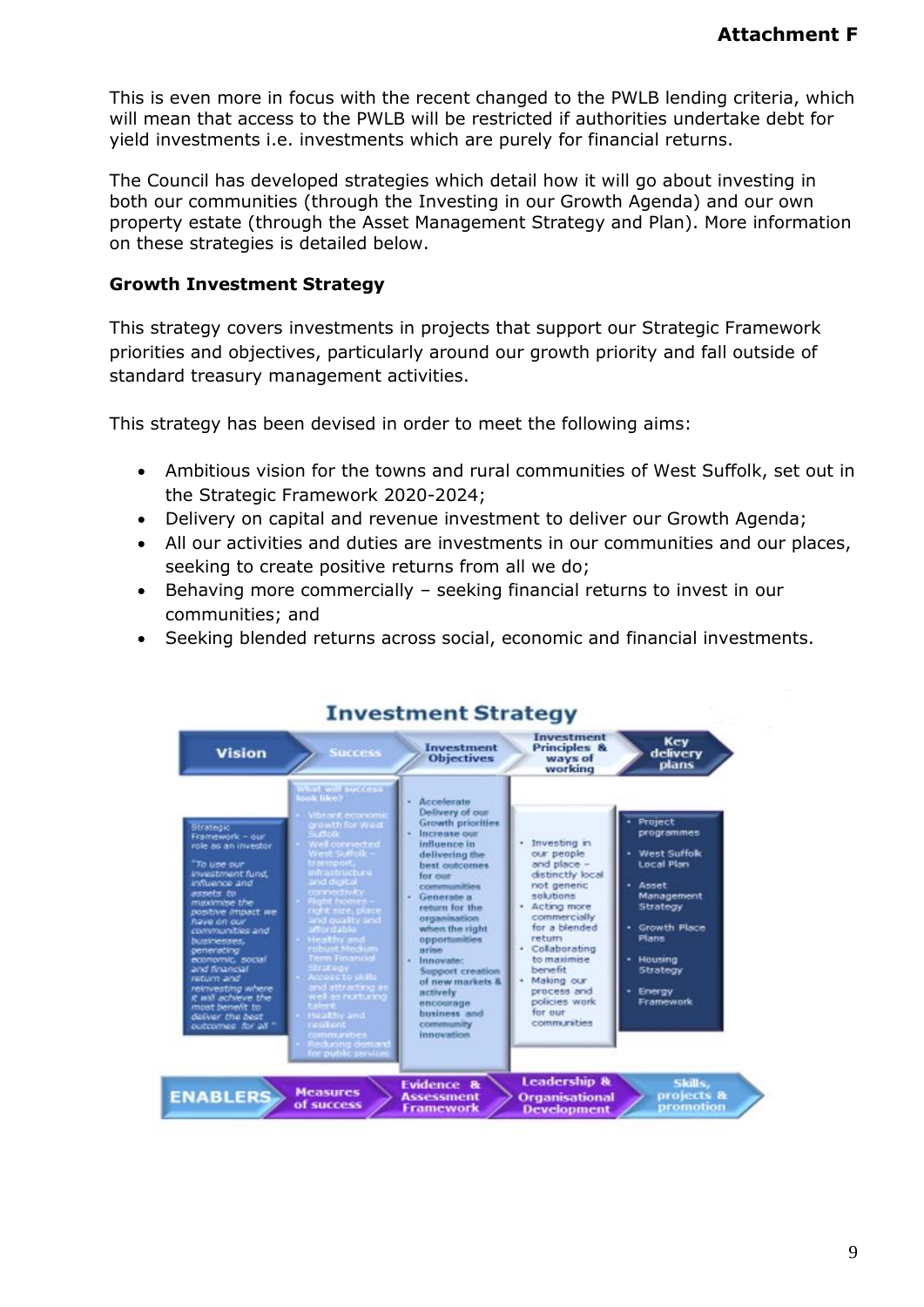This is even more in focus with the recent changed to the PWLB lending criteria, which will mean that access to the PWLB will be restricted if authorities undertake debt for yield investments i.e. investments which are purely for financial returns.

The Council has developed strategies which detail how it will go about investing in both our communities (through the Investing in our Growth Agenda) and our own property estate (through the Asset Management Strategy and Plan). More information on these strategies is detailed below.

**Growth Investment Strategy**

This strategy covers investments in projects that support our Strategic Framework priorities and objectives, particularly around our growth priority and fall outside of standard treasury management activities.

This strategy has been devised in order to meet the following aims:

- Ambitious vision for the towns and rural communities of West Suffolk, set out in the Strategic Framework 2020-2024;
- Delivery on capital and revenue investment to deliver our Growth Agenda;
- All our activities and duties are investments in our communities and our places, seeking to create positive returns from all we do;
- Behaving more commercially – seeking financial returns to invest in our communities; and
- Seeking blended returns across social, economic and financial investments.

**Investment Strategy**

| Vision | Success | Investment Objectives | Investment Principles & ways of working | Key delivery plans |
|---|---|---|---|---|
| Strategic Framework – our role as an investor<br><br>"To use our investment fund, influence and assets to maximise the positive impact we have on our communities and businesses, generating economic, social and financial return and reinvesting where it will achieve the most benefit to deliver the best outcomes for all." | What will success look like?<br>- Vibrant economic growth for West Suffolk<br>- Well connected West Suffolk – transport, infrastructure and digital connectivity<br>- Right homes – right size, place and quality and affordable<br>- Healthy and robust Medium Term Financial Strategy<br>- Access to skills and attracting as well as nurturing talent<br>- Healthy and resilient communities<br>- Reducing demand for public services | - Accelerate Delivery of our Growth priorities<br>- Increase our influence in delivering the best outcomes for our communities<br>- Generate a return for the organisation when the right opportunities arise<br>- Innovate: Support creation of new markets & actively encourage business and community innovation | - Investing in our people and place – distinctly local not generic solutions<br>- Acting more commercially for a blended return<br>- Collaborating to maximise benefit<br>- Making our process and policies work for our communities | - Project programmes<br>- West Suffolk Local Plan<br>- Asset Management Strategy<br>- Growth Place Plans<br>- Housing Strategy<br>- Energy Framework |

ENABLERS: Measures of success | Evidence & Assessment Framework | Leadership & Organisational Development | Skills, projects & promotion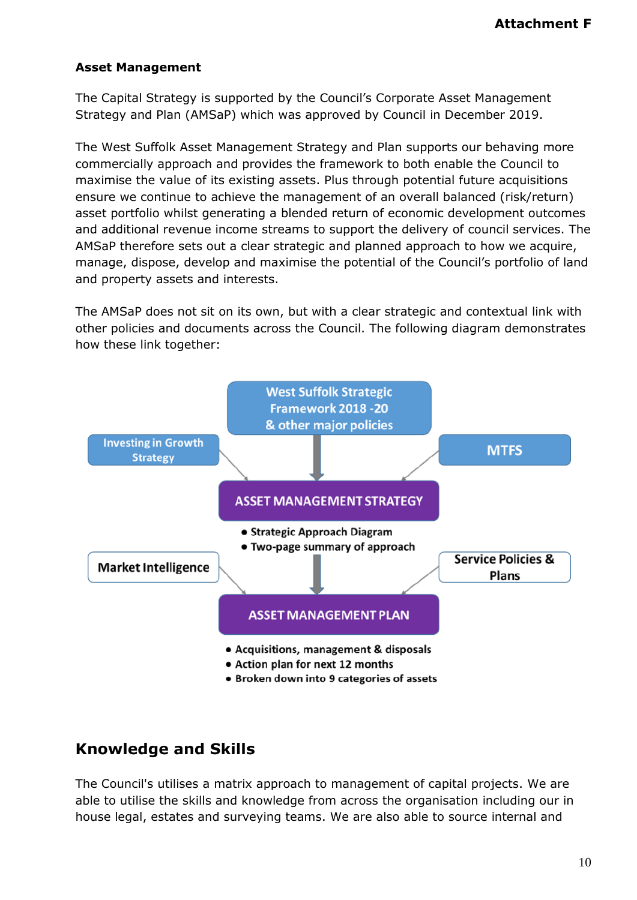**Asset Management**

The Capital Strategy is supported by the Council's Corporate Asset Management Strategy and Plan (AMSaP) which was approved by Council in December 2019.

The West Suffolk Asset Management Strategy and Plan supports our behaving more commercially approach and provides the framework to both enable the Council to maximise the value of its existing assets. Plus through potential future acquisitions ensure we continue to achieve the management of an overall balanced (risk/return) asset portfolio whilst generating a blended return of economic development outcomes and additional revenue income streams to support the delivery of council services. The AMSaP therefore sets out a clear strategic and planned approach to how we acquire, manage, dispose, develop and maximise the potential of the Council's portfolio of land and property assets and interests.

The AMSaP does not sit on its own, but with a clear strategic and contextual link with other policies and documents across the Council. The following diagram demonstrates how these link together:

West Suffolk Strategic Framework 2018 -20 & other major policies

Investing in Growth Strategy

MTFS

ASSET MANAGEMENT STRATEGY

- Strategic Approach Diagram
- Two-page summary of approach

Market Intelligence

Service Policies & Plans

ASSET MANAGEMENT PLAN

- Acquisitions, management & disposals
- Action plan for next 12 months
- Broken down into 9 categories of assets

## Knowledge and Skills

The Council's utilises a matrix approach to management of capital projects. We are able to utilise the skills and knowledge from across the organisation including our in house legal, estates and surveying teams. We are also able to source internal and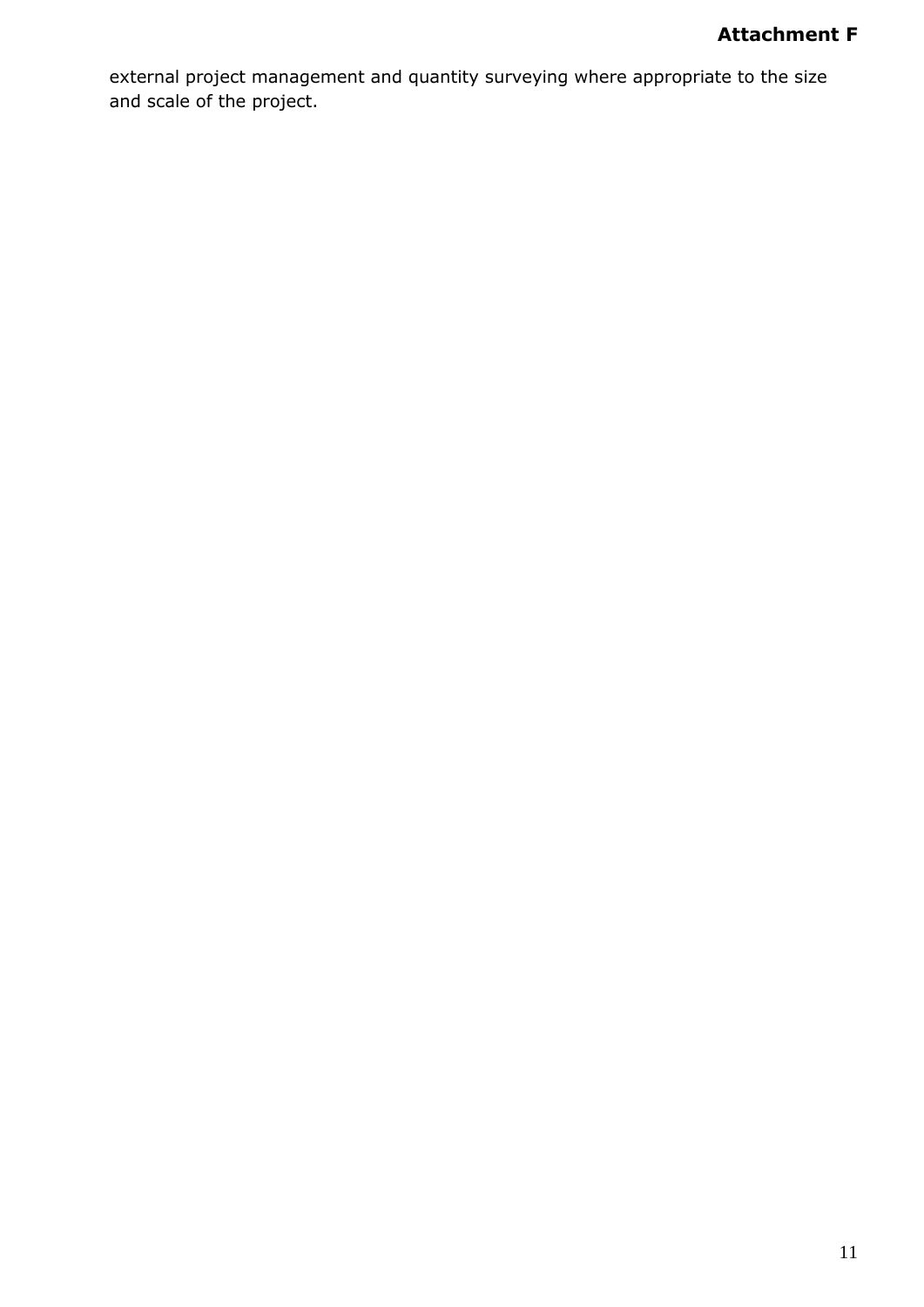external project management and quantity surveying where appropriate to the size and scale of the project.